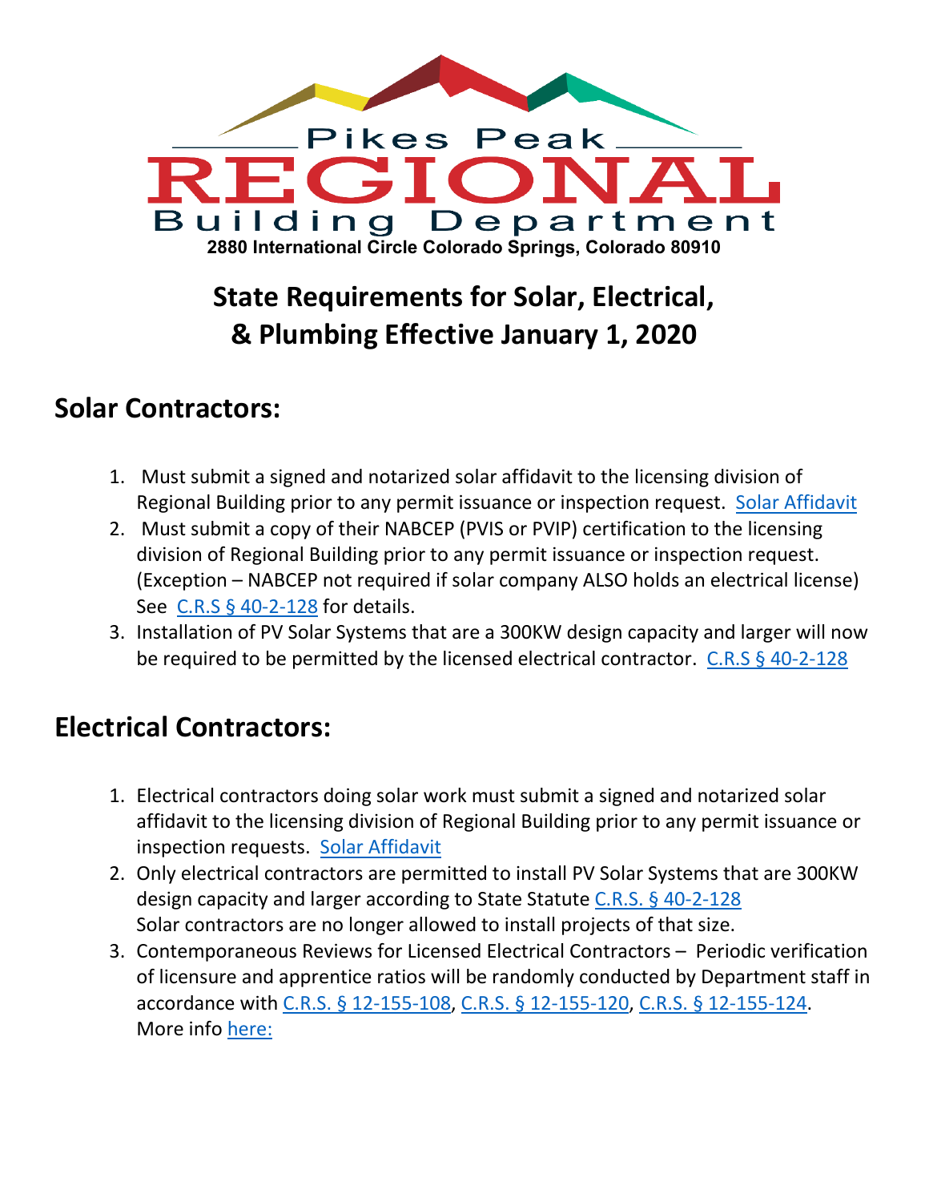Pikes Peak

# REGIONAL

Building Department

**2880 International Circle Colorado Springs, Colorado 80910**

## State Requirements for Solar, Electrical, & Plumbing Effective January 1, 2020

## Solar Contractors:

1. Must submit a signed and notarized solar affidavit to the licensing division of Regional Building prior to any permit issuance or inspection request. Solar Affidavit
2. Must submit a copy of their NABCEP (PVIS or PVIP) certification to the licensing division of Regional Building prior to any permit issuance or inspection request. (Exception – NABCEP not required if solar company ALSO holds an electrical license) See C.R.S § 40-2-128 for details.
3. Installation of PV Solar Systems that are a 300KW design capacity and larger will now be required to be permitted by the licensed electrical contractor. C.R.S § 40-2-128

## Electrical Contractors:

1. Electrical contractors doing solar work must submit a signed and notarized solar affidavit to the licensing division of Regional Building prior to any permit issuance or inspection requests. Solar Affidavit
2. Only electrical contractors are permitted to install PV Solar Systems that are 300KW design capacity and larger according to State Statute C.R.S. § 40-2-128
   Solar contractors are no longer allowed to install projects of that size.
3. Contemporaneous Reviews for Licensed Electrical Contractors – Periodic verification of licensure and apprentice ratios will be randomly conducted by Department staff in accordance with C.R.S. § 12-155-108, C.R.S. § 12-155-120, C.R.S. § 12-155-124.
   More info here: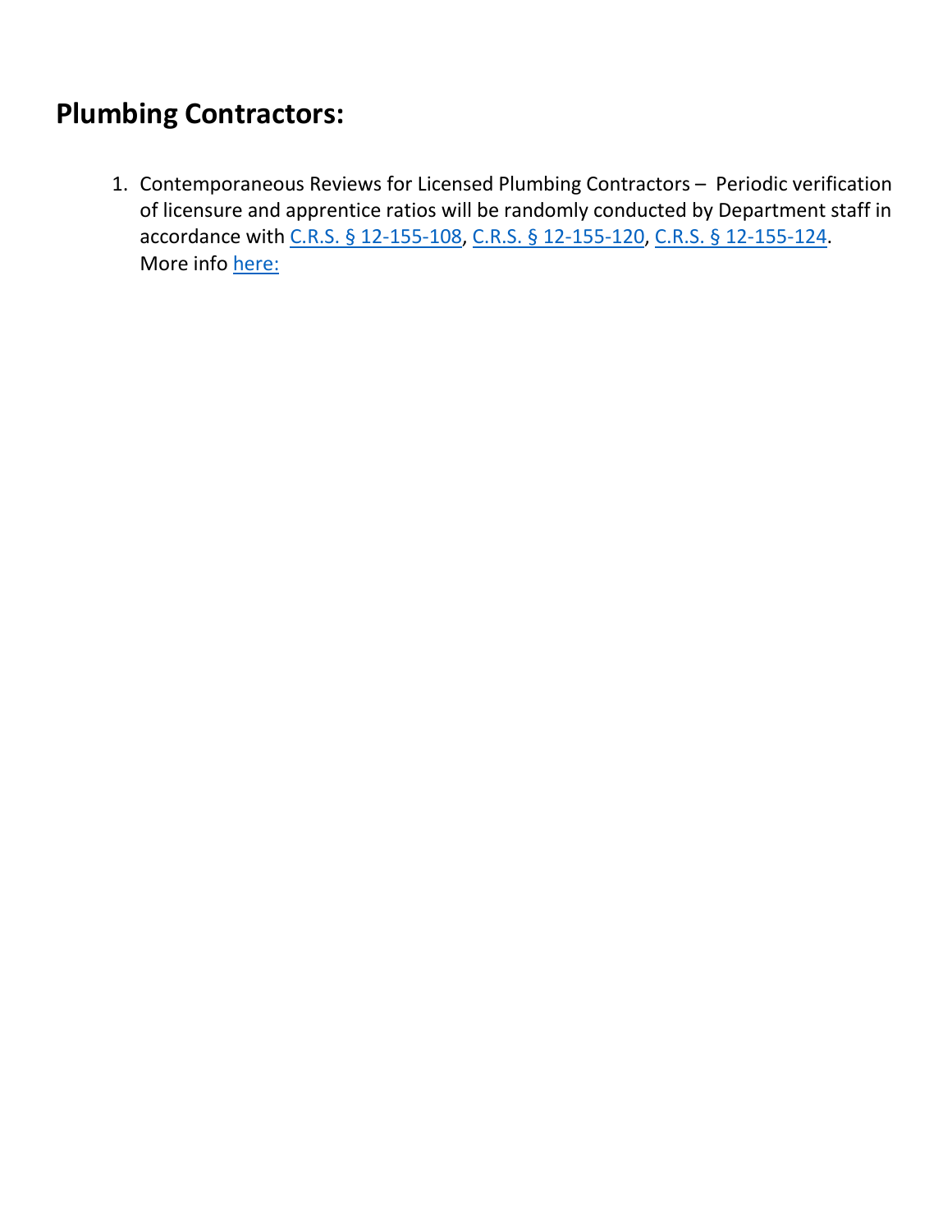## Plumbing Contractors:

1. Contemporaneous Reviews for Licensed Plumbing Contractors – Periodic verification of licensure and apprentice ratios will be randomly conducted by Department staff in accordance with C.R.S. § 12-155-108, C.R.S. § 12-155-120, C.R.S. § 12-155-124. More info here: